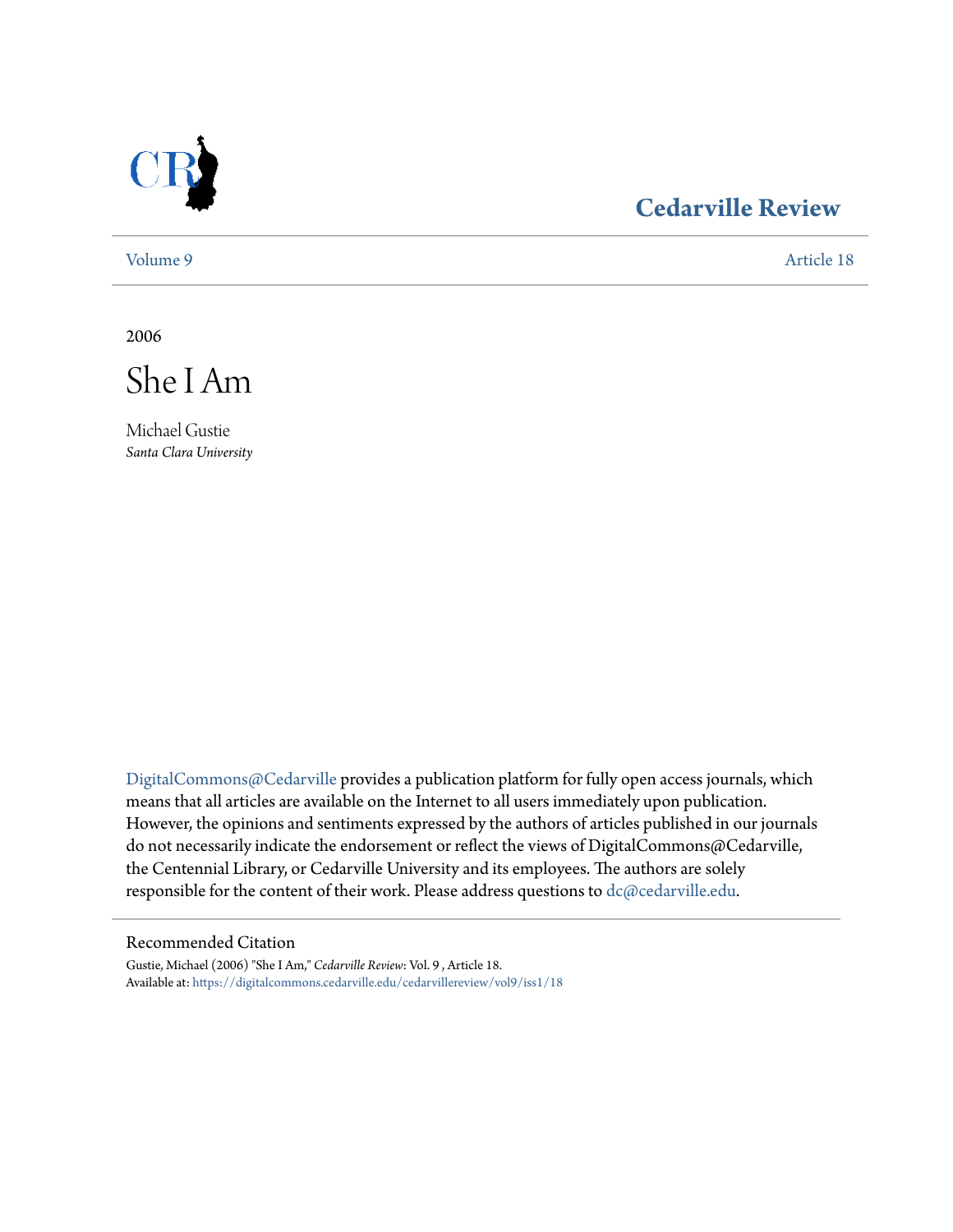# Cedarville Review

Volume 9 | Article 18

2006

# She I Am

Michael Gustie
*Santa Clara University*

DigitalCommons@Cedarville provides a publication platform for fully open access journals, which means that all articles are available on the Internet to all users immediately upon publication. However, the opinions and sentiments expressed by the authors of articles published in our journals do not necessarily indicate the endorsement or reflect the views of DigitalCommons@Cedarville, the Centennial Library, or Cedarville University and its employees. The authors are solely responsible for the content of their work. Please address questions to dc@cedarville.edu.

## Recommended Citation

Gustie, Michael (2006) "She I Am," *Cedarville Review*: Vol. 9 , Article 18.
Available at: https://digitalcommons.cedarville.edu/cedarvillereview/vol9/iss1/18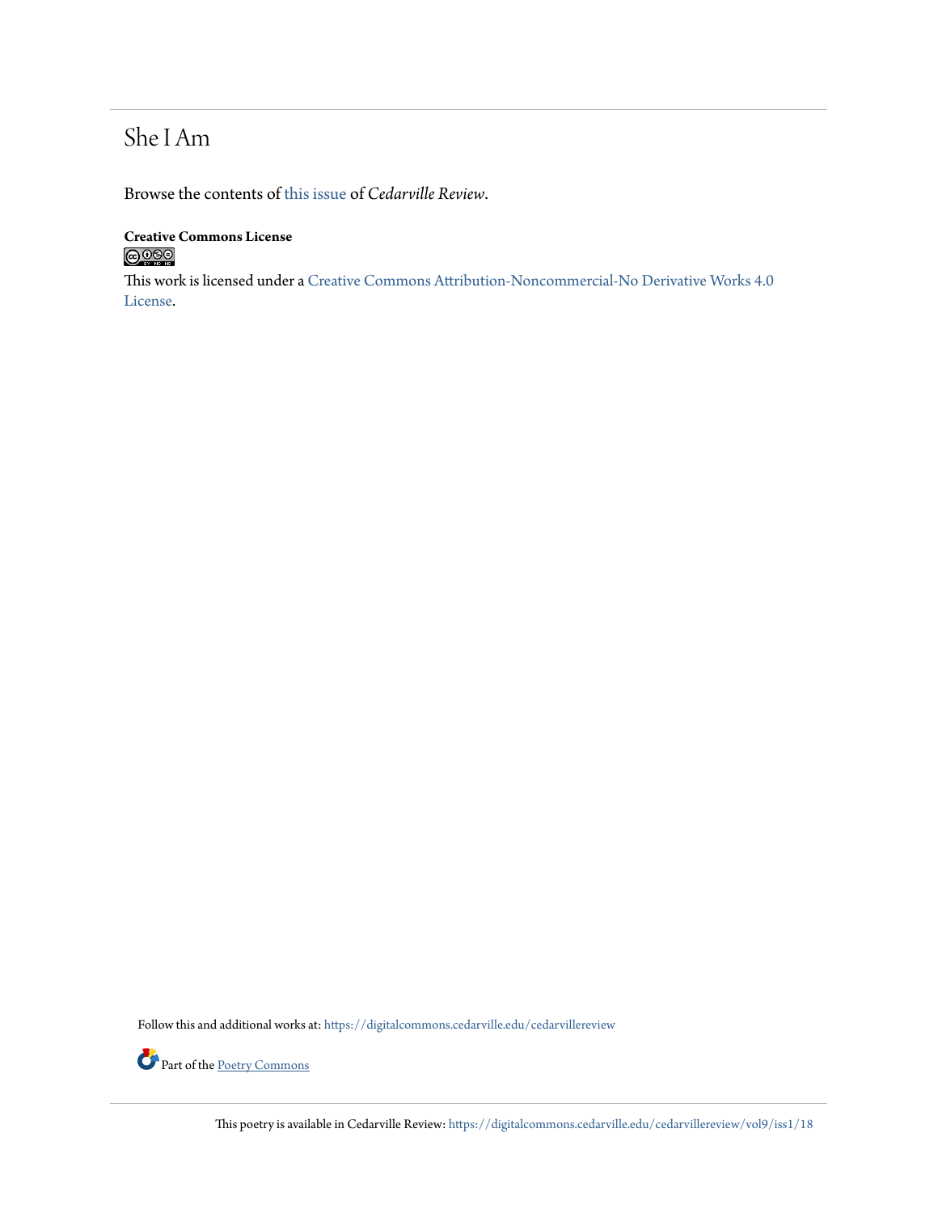# She I Am

Browse the contents of this issue of *Cedarville Review*.

**Creative Commons License**

This work is licensed under a Creative Commons Attribution-Noncommercial-No Derivative Works 4.0 License.

Follow this and additional works at: https://digitalcommons.cedarville.edu/cedarvillereview

Part of the Poetry Commons

This poetry is available in Cedarville Review: https://digitalcommons.cedarville.edu/cedarvillereview/vol9/iss1/18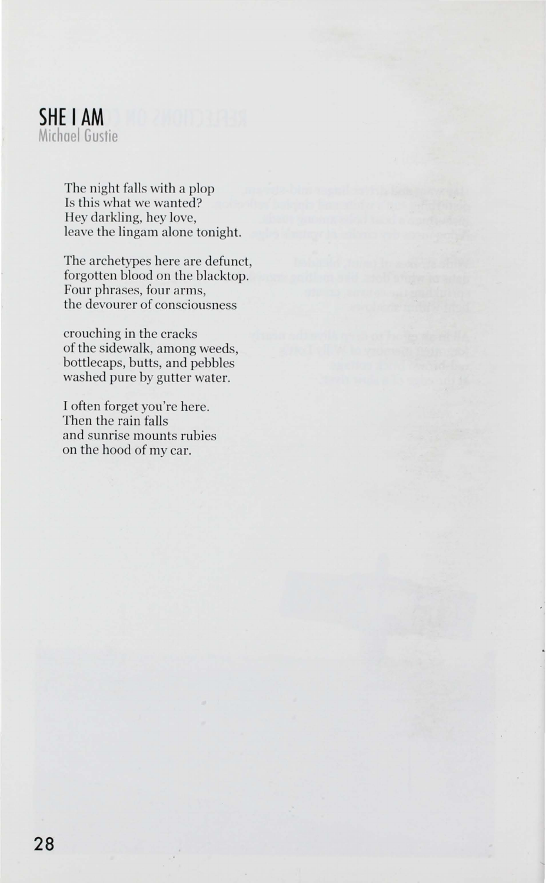# SHE I AM

Michael Gustie

The night falls with a plop  
Is this what we wanted?  
Hey darkling, hey love,  
leave the lingam alone tonight.

The archetypes here are defunct,  
forgotten blood on the blacktop.  
Four phrases, four arms,  
the devourer of consciousness

crouching in the cracks  
of the sidewalk, among weeds,  
bottlecaps, butts, and pebbles  
washed pure by gutter water.

I often forget you're here.  
Then the rain falls  
and sunrise mounts rubies  
on the hood of my car.